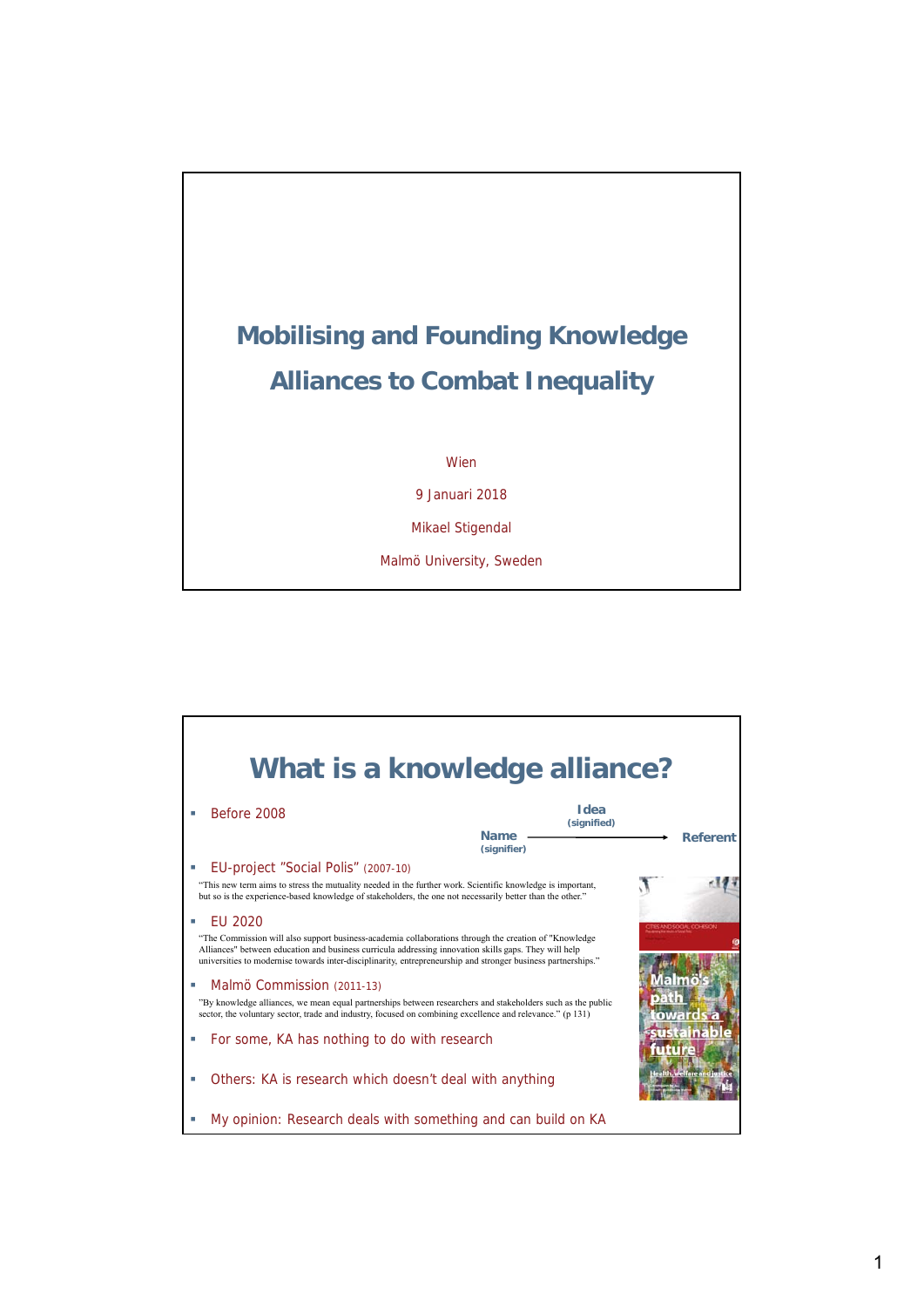# Mobilising and Founding Knowledge Alliances to Combat Inequality

Wien

9 Januari 2018

Mikael Stigendal

Malmö University, Sweden

## What is a knowledge alliance?

- Before 2008

Idea (signified)

Name (signifier) → Referent

- EU-project "Social Polis" (2007-10)

"This new term aims to stress the mutuality needed in the further work. Scientific knowledge is important, but so is the experience-based knowledge of stakeholders, the one not necessarily better than the other."

- EU 2020

"The Commission will also support business-academia collaborations through the creation of "Knowledge Alliances" between education and business curricula addressing innovation skills gaps. They will help universities to modernise towards inter-disciplinarity, entrepreneurship and stronger business partnerships."

- Malmö Commission (2011-13)

"By knowledge alliances, we mean equal partnerships between researchers and stakeholders such as the public sector, the voluntary sector, trade and industry, focused on combining excellence and relevance." (p 131)

- For some, KA has nothing to do with research
- Others: KA is research which doesn't deal with anything
- My opinion: Research deals with something and can build on KA

Malmö's path towards a sustainable future

Health, welfare and justice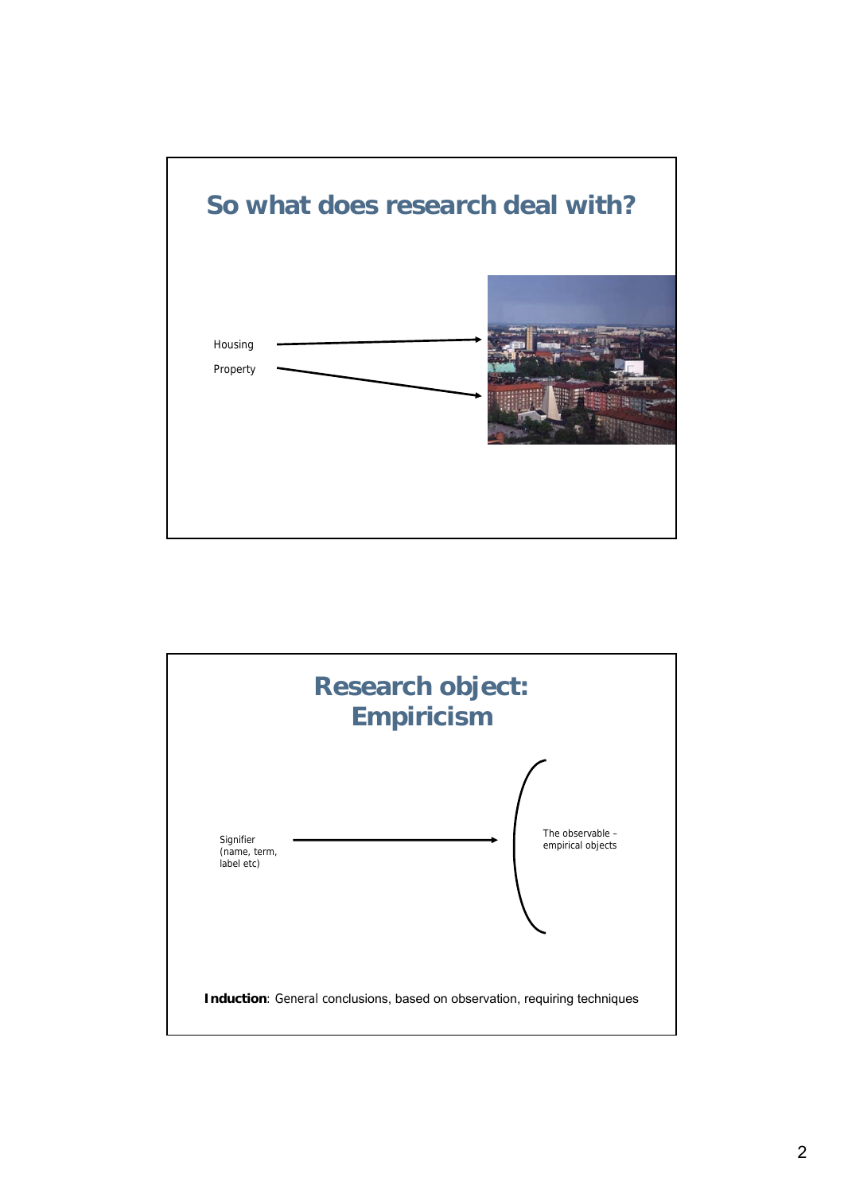## So what does research deal with?

Housing

Property

## Research object: Empiricism

Signifier (name, term, label etc)

The observable – empirical objects

**Induction**: General conclusions, based on observation, requiring techniques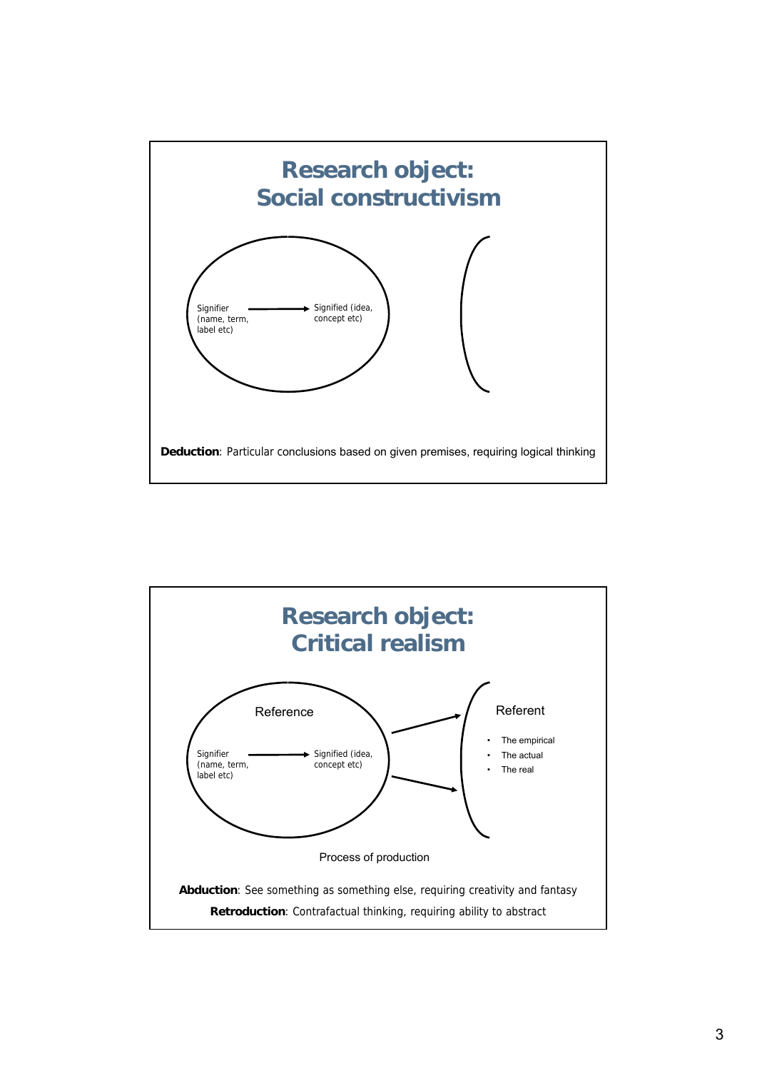## Research object: Social constructivism

Signifier (name, term, label etc) → Signified (idea, concept etc)

**Deduction**: Particular conclusions based on given premises, requiring logical thinking

## Research object: Critical realism

Reference

Signifier (name, term, label etc) → Signified (idea, concept etc)

Referent

- The empirical
- The actual
- The real

Process of production

**Abduction**: See something as something else, requiring creativity and fantasy

**Retroduction**: Contrafactual thinking, requiring ability to abstract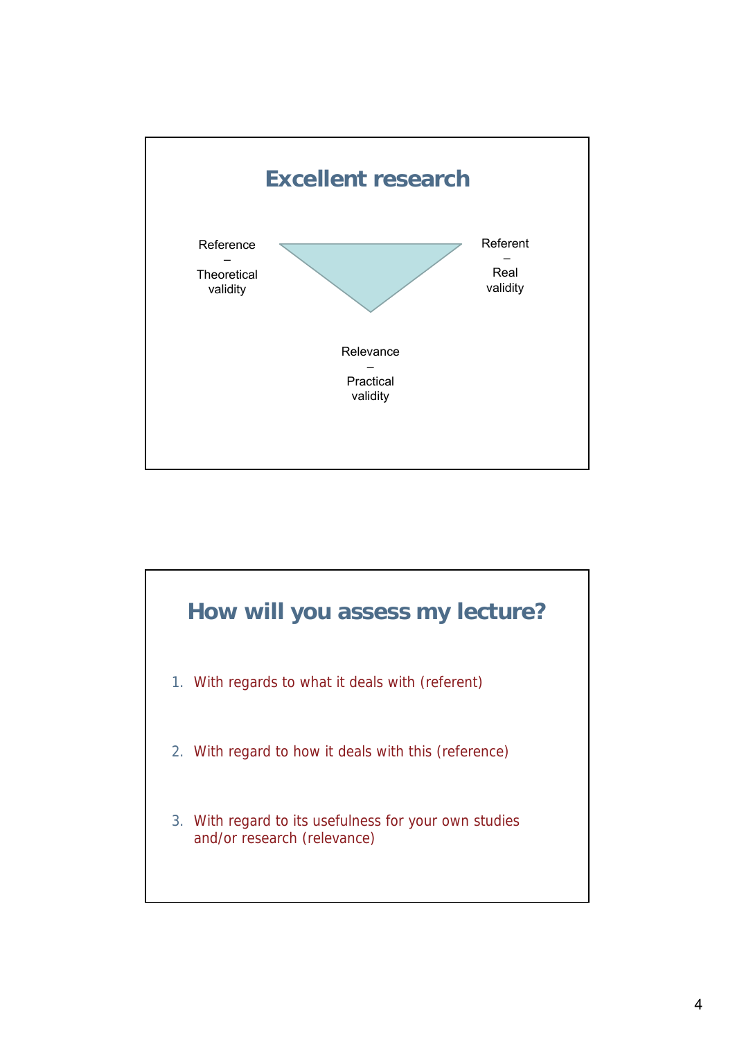## Excellent research

Reference – Theoretical validity

Referent – Real validity

Relevance – Practical validity

## How will you assess my lecture?

1. With regards to what it deals with (referent)
2. With regard to how it deals with this (reference)
3. With regard to its usefulness for your own studies and/or research (relevance)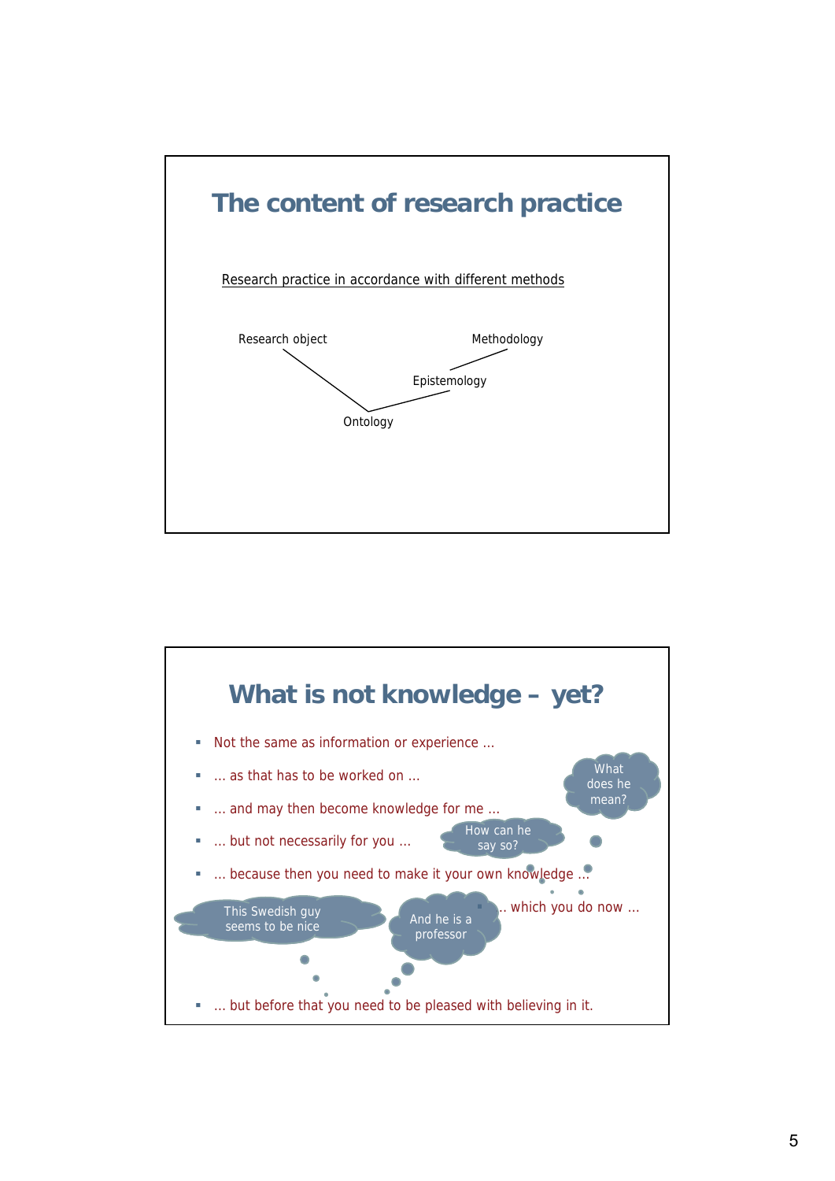# The content of research practice

Research practice in accordance with different methods

Research object — Ontology — Epistemology — Methodology

# What is not knowledge – yet?

- Not the same as information or experience …
- … as that has to be worked on …
- … and may then become knowledge for me …
- … but not necessarily for you …
- … because then you need to make it your own knowledge …
- … which you do now …
- … but before that you need to be pleased with believing in it.

What does he mean?

How can he say so?

This Swedish guy seems to be nice

And he is a professor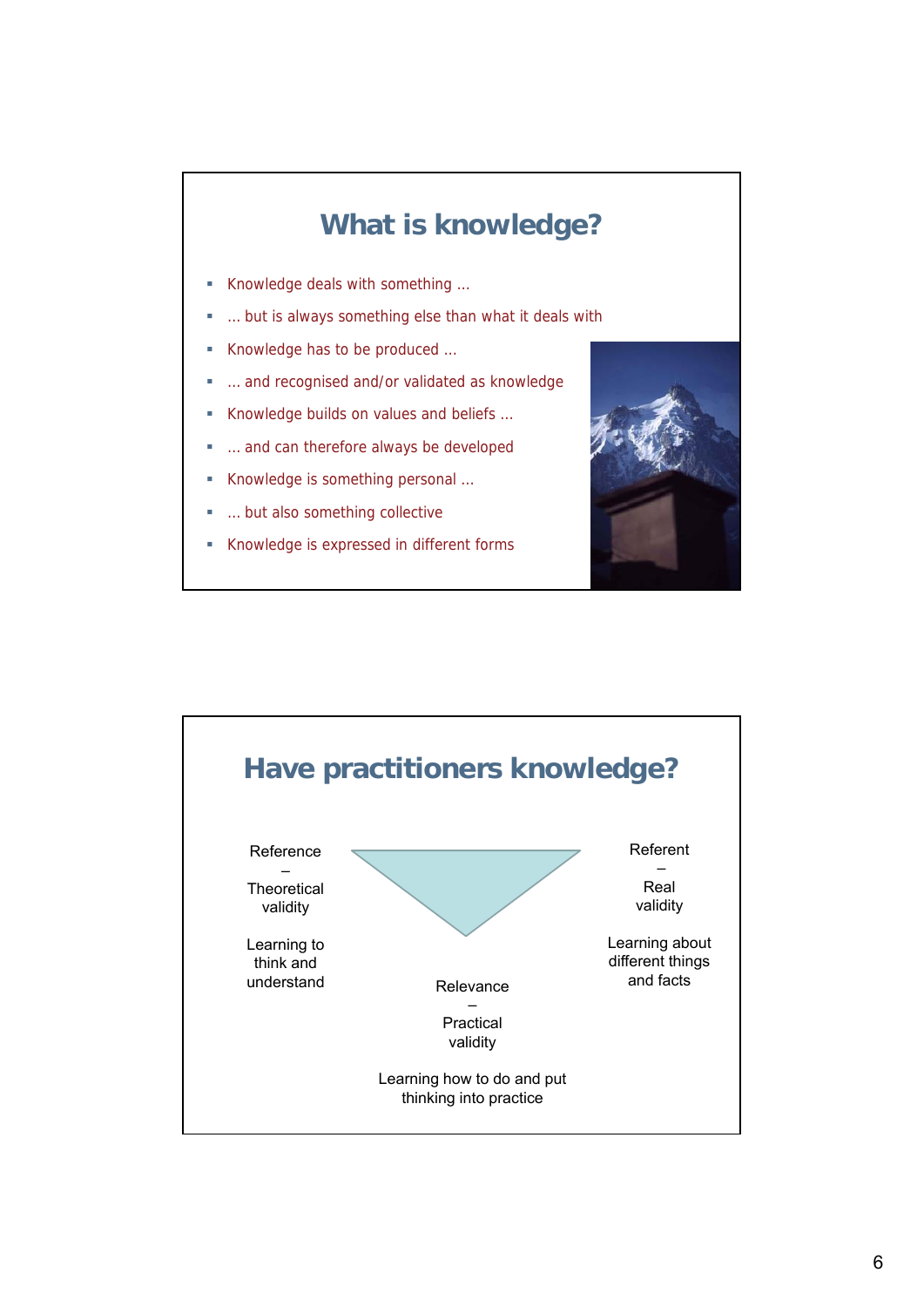## What is knowledge?

- Knowledge deals with something …
- … but is always something else than what it deals with
- Knowledge has to be produced …
- … and recognised and/or validated as knowledge
- Knowledge builds on values and beliefs …
- … and can therefore always be developed
- Knowledge is something personal …
- … but also something collective
- Knowledge is expressed in different forms

## Have practitioners knowledge?

Reference
–
Theoretical validity

Learning to think and understand

Referent
–
Real validity

Learning about different things and facts

Relevance
–
Practical validity

Learning how to do and put thinking into practice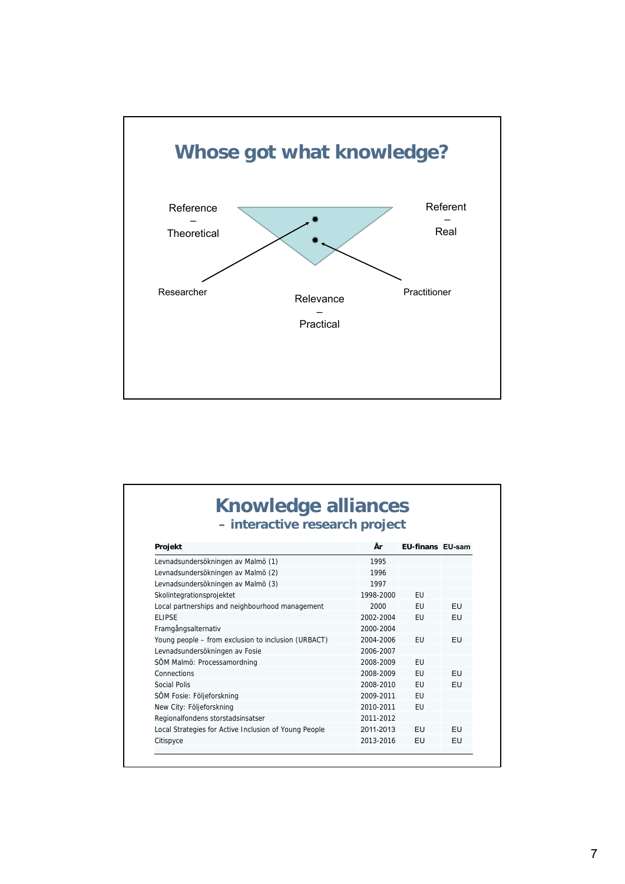# Whose got what knowledge?

Reference – Theoretical

Referent – Real

Researcher

Practitioner

Relevance – Practical

# Knowledge alliances

## – interactive research project

| Projekt | År | EU-finans | EU-sam |
|---|---|---|---|
| Levnadsundersökningen av Malmö (1) | 1995 | | |
| Levnadsundersökningen av Malmö (2) | 1996 | | |
| Levnadsundersökningen av Malmö (3) | 1997 | | |
| Skolintegrationsprojektet | 1998-2000 | EU | |
| Local partnerships and neighbourhood management | 2000 | EU | EU |
| ELIPSE | 2002-2004 | EU | EU |
| Framgångsalternativ | 2000-2004 | | |
| Young people – from exclusion to inclusion (URBACT) | 2004-2006 | EU | EU |
| Levnadsundersökningen av Fosie | 2006-2007 | | |
| SÖM Malmö: Processamordning | 2008-2009 | EU | |
| Connections | 2008-2009 | EU | EU |
| Social Polis | 2008-2010 | EU | EU |
| SÖM Fosie: Följeforskning | 2009-2011 | EU | |
| New City: Följeforskning | 2010-2011 | EU | |
| Regionalfondens storstadsinsatser | 2011-2012 | | |
| Local Strategies for Active Inclusion of Young People | 2011-2013 | EU | EU |
| Citispyce | 2013-2016 | EU | EU |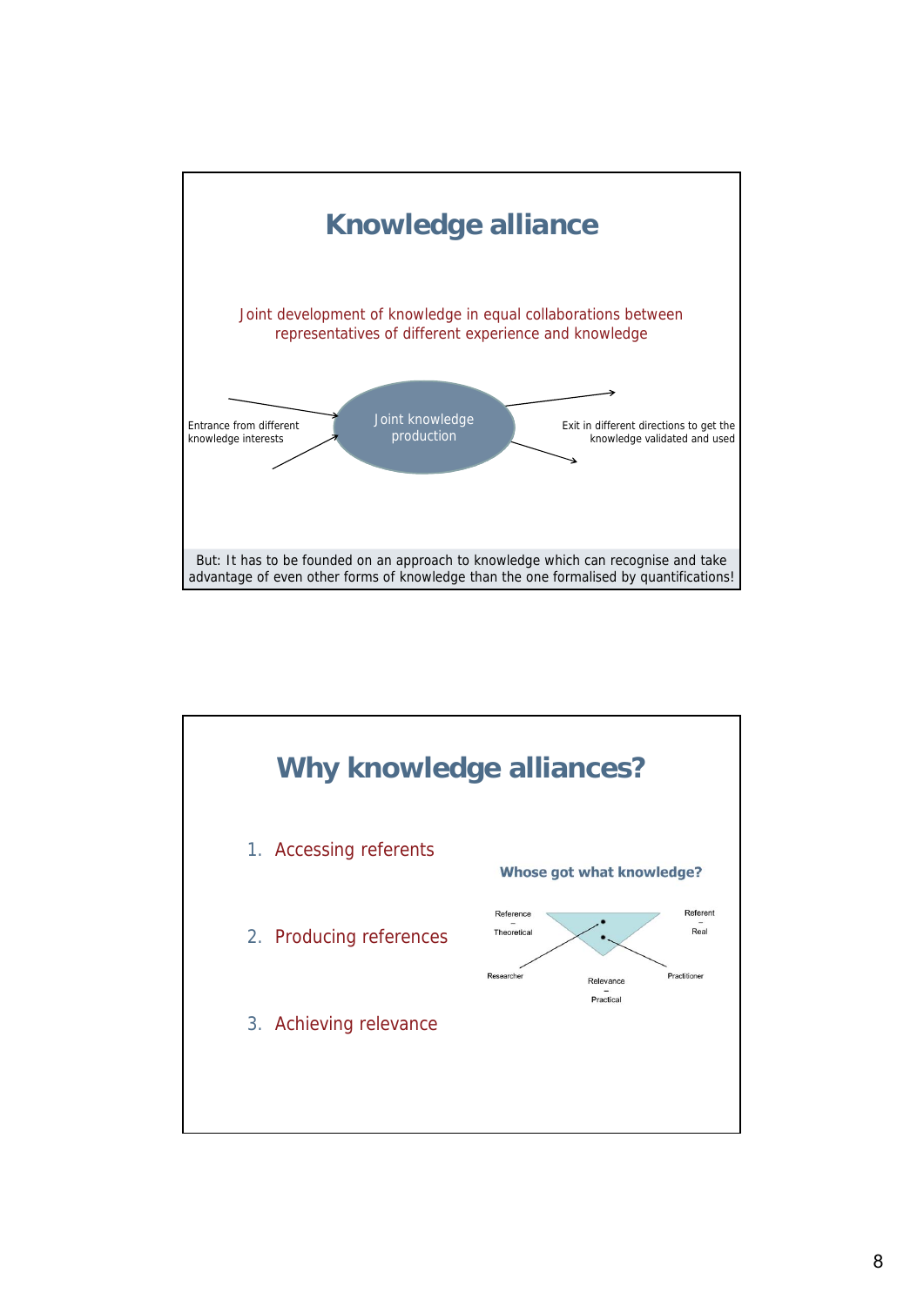## Knowledge alliance

Joint development of knowledge in equal collaborations between representatives of different experience and knowledge

Entrance from different knowledge interests

Joint knowledge production

Exit in different directions to get the knowledge validated and used

But: It has to be founded on an approach to knowledge which can recognise and take advantage of even other forms of knowledge than the one formalised by quantifications!

## Why knowledge alliances?

1. Accessing referents
2. Producing references
3. Achieving relevance

**Whose got what knowledge?**

Reference – Theoretical

Referent – Real

Researcher

Practitioner

Relevance – Practical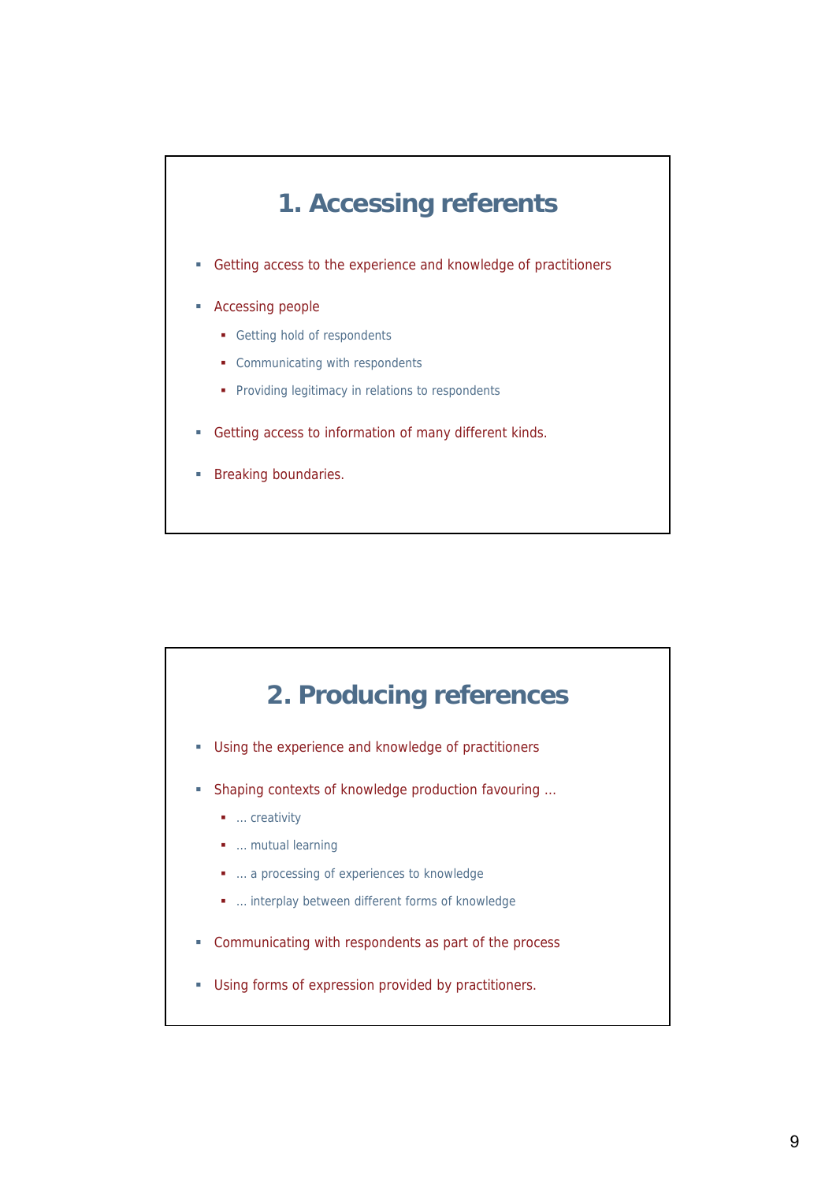# 1. Accessing referents

- Getting access to the experience and knowledge of practitioners
- Accessing people
  - Getting hold of respondents
  - Communicating with respondents
  - Providing legitimacy in relations to respondents
- Getting access to information of many different kinds.
- Breaking boundaries.

# 2. Producing references

- Using the experience and knowledge of practitioners
- Shaping contexts of knowledge production favouring ...
  - ... creativity
  - ... mutual learning
  - ... a processing of experiences to knowledge
  - ... interplay between different forms of knowledge
- Communicating with respondents as part of the process
- Using forms of expression provided by practitioners.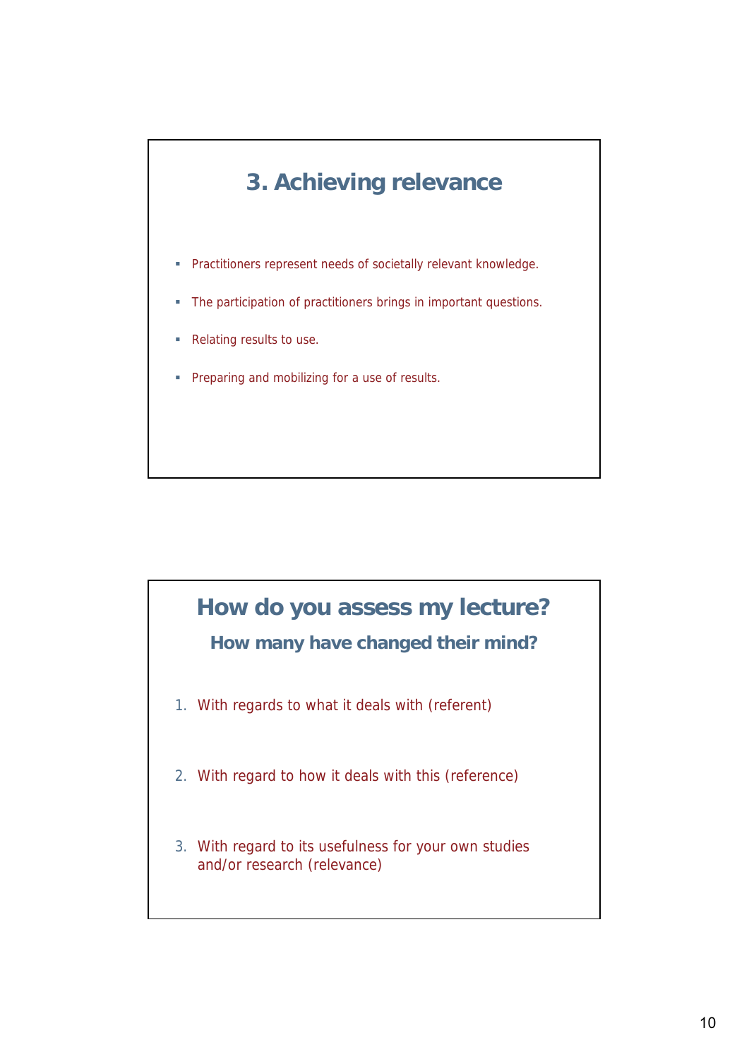## 3. Achieving relevance

- Practitioners represent needs of societally relevant knowledge.
- The participation of practitioners brings in important questions.
- Relating results to use.
- Preparing and mobilizing for a use of results.

## How do you assess my lecture?

### How many have changed their mind?

1. With regards to what it deals with (referent)
2. With regard to how it deals with this (reference)
3. With regard to its usefulness for your own studies and/or research (relevance)